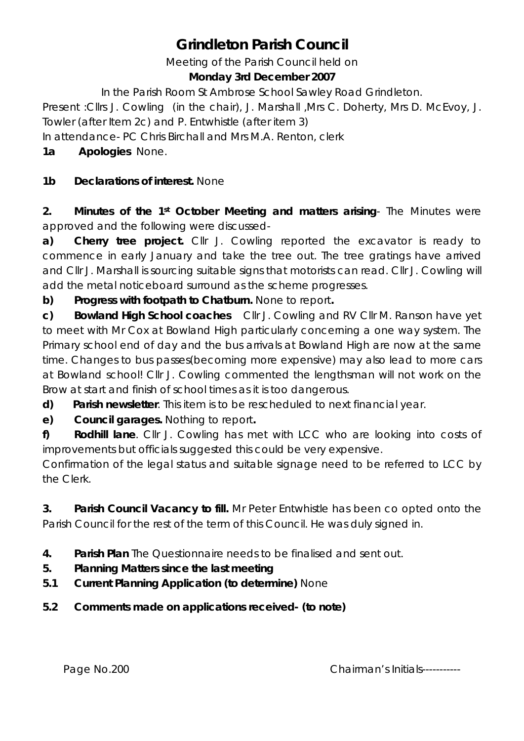# Grindleton Parish Council

Meeting of the Parish Council held on

**Monday 3rd December 2007**

In the Parish Room St Ambrose School Sawley Road Grindleton.

Present :Cllrs J. Cowling (in the chair), J. Marshall ,Mrs C. Doherty, Mrs D. McEvoy, J. Towler (after Item 2c) and P. Entwhistle (after item 3)

In attendance- PC Chris Birchall and Mrs M.A. Renton, clerk

**1a Apologies** None.

**1b Declarations of interest.** None

**2. Minutes of the 1st October Meeting and matters arising**- The Minutes were approved and the following were discussed-

**a) Cherry tree project.** Cllr J. Cowling reported the excavator is ready to commence in early January and take the tree out. The tree gratings have arrived and Cllr J. Marshall is sourcing suitable signs that motorists can read. Cllr J. Cowling will add the metal noticeboard surround as the scheme progresses.

**b) Progress with footpath to Chatburn.** None to report**.**

**c) Bowland High School coaches** Cllr J. Cowling and RV Cllr M. Ranson have yet to meet with Mr Cox at Bowland High particularly concerning a one way system. The Primary school end of day and the bus arrivals at Bowland High are now at the same time. Changes to bus passes(becoming more expensive) may also lead to more cars at Bowland school! Cllr J. Cowling commented the lengthsman will not work on the Brow at start and finish of school times as it is too dangerous.

**d) Parish newsletter**. This item is to be rescheduled to next financial year.

**e) Council garages.** Nothing to report**.**

**f) Rodhill lane**. Cllr J. Cowling has met with LCC who are looking into costs of improvements but officials suggested this could be very expensive.

Confirmation of the legal status and suitable signage need to be referred to LCC by the Clerk.

**3. Parish Council Vacancy to fill.** Mr Peter Entwhistle has been co opted onto the Parish Council for the rest of the term of this Council. He was duly signed in.

**4. Parish Plan** The Questionnaire needs to be finalised and sent out.

**5. Planning Matters since the last meeting**

**5.1 Current Planning Application (to determine)** None

**5.2 Comments made on applications received- (to note)**

Chairman's Initials-----------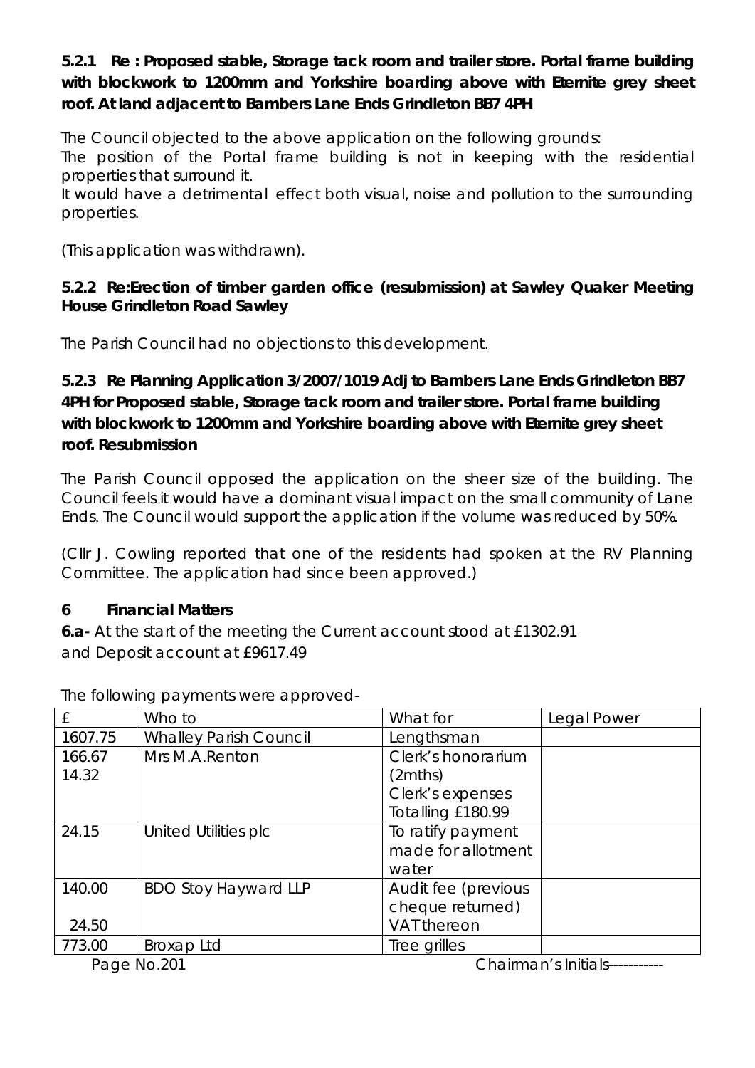**5.2.1 Re : Proposed stable, Storage tack room and trailer store. Portal frame building with blockwork to 1200mm and Yorkshire boarding above with Eternite grey sheet roof. At land adjacent to Bambers Lane Ends Grindleton BB7 4PH**

The Council objected to the above application on the following grounds:
The position of the Portal frame building is not in keeping with the residential properties that surround it.
It would have a detrimental effect both visual, noise and pollution to the surrounding properties.

(This application was withdrawn).

**5.2.2 Re:Erection of timber garden office (resubmission) at Sawley Quaker Meeting House Grindleton Road Sawley**

The Parish Council had no objections to this development.

**5.2.3 Re Planning Application 3/2007/1019 Adj to Bambers Lane Ends Grindleton BB7 4PH for Proposed stable, Storage tack room and trailer store. Portal frame building with blockwork to 1200mm and Yorkshire boarding above with Eternite grey sheet roof. Resubmission**

The Parish Council opposed the application on the sheer size of the building. The Council feels it would have a dominant visual impact on the small community of Lane Ends. The Council would support the application if the volume was reduced by 50%.

(Cllr J. Cowling reported that one of the residents had spoken at the RV Planning Committee. The application had since been approved.)

**6 Financial Matters**

**6.a-** At the start of the meeting the Current account stood at £1302.91 and Deposit account at £9617.49

The following payments were approved-

| £ | Who to | What for | Legal Power |
|---|---|---|---|
| 1607.75 | Whalley Parish Council | Lengthsman | |
| 166.67<br>14.32 | Mrs M.A.Renton | Clerk's honorarium (2mths)<br>Clerk's expenses<br>Totalling £180.99 | |
| 24.15 | United Utilities plc | To ratify payment made for allotment water | |
| 140.00<br><br>24.50 | BDO Stoy Hayward LLP | Audit fee (previous cheque returned)<br>VAT thereon | |
| 773.00 | Broxap Ltd | Tree grilles | |

Chairman's Initials-----------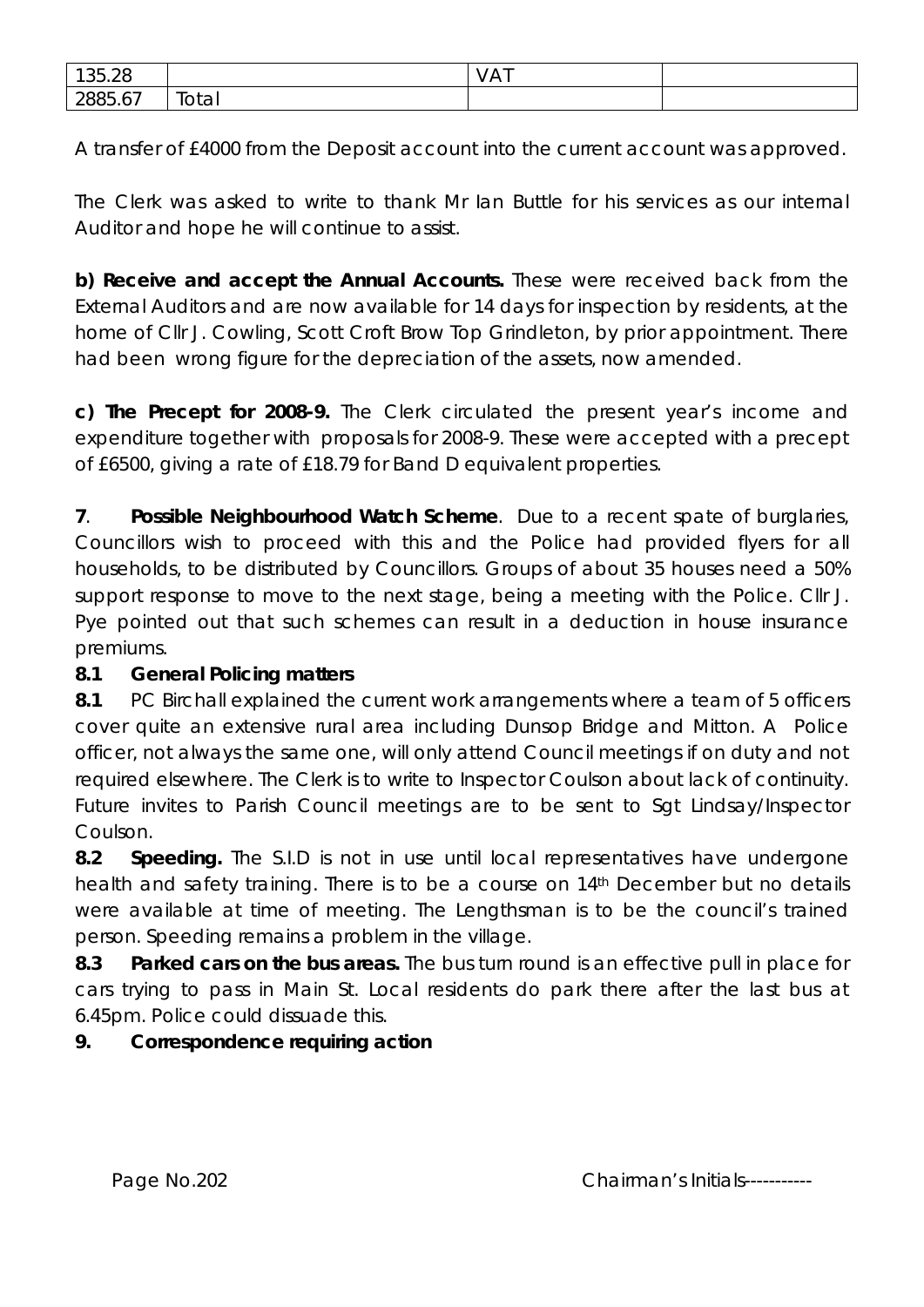| 135.28 | | VAT | |
|---|---|---|---|
| 2885.67 | Total | | |

A transfer of £4000 from the Deposit account into the current account was approved.

The Clerk was asked to write to thank Mr Ian Buttle for his services as our internal Auditor and hope he will continue to assist.

**b) Receive and accept the Annual Accounts.** These were received back from the External Auditors and are now available for 14 days for inspection by residents, at the home of Cllr J. Cowling, Scott Croft Brow Top Grindleton, by prior appointment. There had been wrong figure for the depreciation of the assets, now amended.

**c) The Precept for 2008-9.** The Clerk circulated the present year's income and expenditure together with proposals for 2008-9. These were accepted with a precept of £6500, giving a rate of £18.79 for Band D equivalent properties.

**7**. **Possible Neighbourhood Watch Scheme**. Due to a recent spate of burglaries, Councillors wish to proceed with this and the Police had provided flyers for all households, to be distributed by Councillors. Groups of about 35 houses need a 50% support response to move to the next stage, being a meeting with the Police. Cllr J. Pye pointed out that such schemes can result in a deduction in house insurance premiums.

**8.1 General Policing matters**

**8.1** PC Birchall explained the current work arrangements where a team of 5 officers cover quite an extensive rural area including Dunsop Bridge and Mitton. A Police officer, not always the same one, will only attend Council meetings if on duty and not required elsewhere. The Clerk is to write to Inspector Coulson about lack of continuity. Future invites to Parish Council meetings are to be sent to Sgt Lindsay/Inspector Coulson.

**8.2 Speeding.** The S.I.D is not in use until local representatives have undergone health and safety training. There is to be a course on 14th December but no details were available at time of meeting. The Lengthsman is to be the council's trained person. Speeding remains a problem in the village.

**8.3 Parked cars on the bus areas.** The bus turn round is an effective pull in place for cars trying to pass in Main St. Local residents do park there after the last bus at 6.45pm. Police could dissuade this.

**9. Correspondence requiring action**

Page No.202 Chairman's Initials----------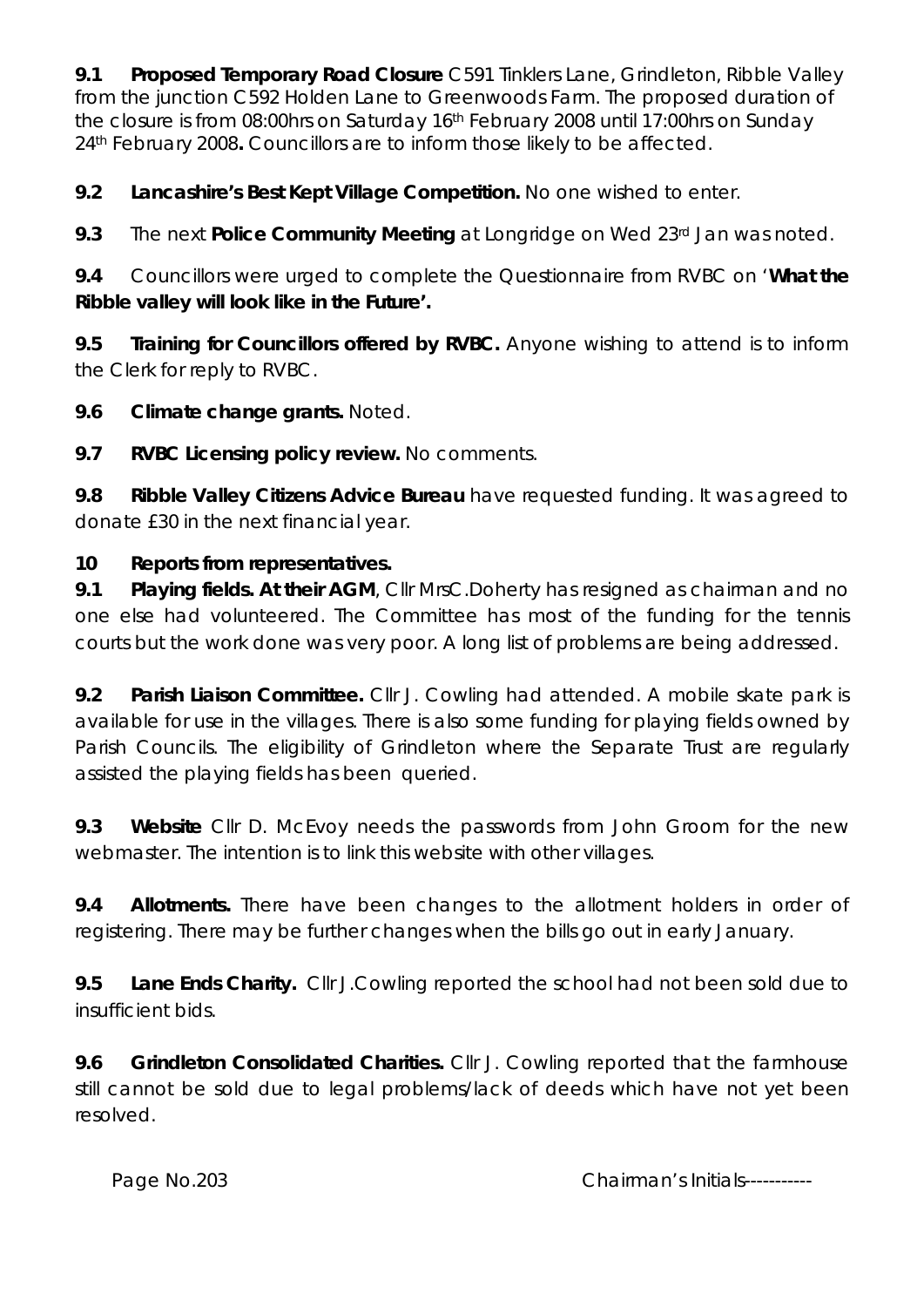**9.1 Proposed Temporary Road Closure** C591 Tinklers Lane, Grindleton, Ribble Valley from the junction C592 Holden Lane to Greenwoods Farm. The proposed duration of the closure is from 08:00hrs on Saturday 16th February 2008 until 17:00hrs on Sunday 24th February 2008**.** Councillors are to inform those likely to be affected.

**9.2 Lancashire's Best Kept Village Competition.** No one wished to enter.

**9.3** The next **Police Community Meeting** at Longridge on Wed 23rd Jan was noted.

**9.4** Councillors were urged to complete the Questionnaire from RVBC on '**What the Ribble valley will look like in the Future'.**

**9.5 Training for Councillors offered by RVBC.** Anyone wishing to attend is to inform the Clerk for reply to RVBC.

**9.6 Climate change grants.** Noted.

**9.7 RVBC Licensing policy review.** No comments.

**9.8 Ribble Valley Citizens Advice Bureau** have requested funding. It was agreed to donate £30 in the next financial year.

**10 Reports from representatives.**

**9.1 Playing fields. At their AGM**, Cllr MrsC.Doherty has resigned as chairman and no one else had volunteered. The Committee has most of the funding for the tennis courts but the work done was very poor. A long list of problems are being addressed.

**9.2 Parish Liaison Committee.** Cllr J. Cowling had attended. A mobile skate park is available for use in the villages. There is also some funding for playing fields owned by Parish Councils. The eligibility of Grindleton where the Separate Trust are regularly assisted the playing fields has been queried.

**9.3 Website** Cllr D. McEvoy needs the passwords from John Groom for the new webmaster. The intention is to link this website with other villages.

**9.4 Allotments.** There have been changes to the allotment holders in order of registering. There may be further changes when the bills go out in early January.

**9.5 Lane Ends Charity.** Cllr J.Cowling reported the school had not been sold due to insufficient bids.

**9.6 Grindleton Consolidated Charities.** Cllr J. Cowling reported that the farmhouse still cannot be sold due to legal problems/lack of deeds which have not yet been resolved.

Page No.203 Chairman's Initials----------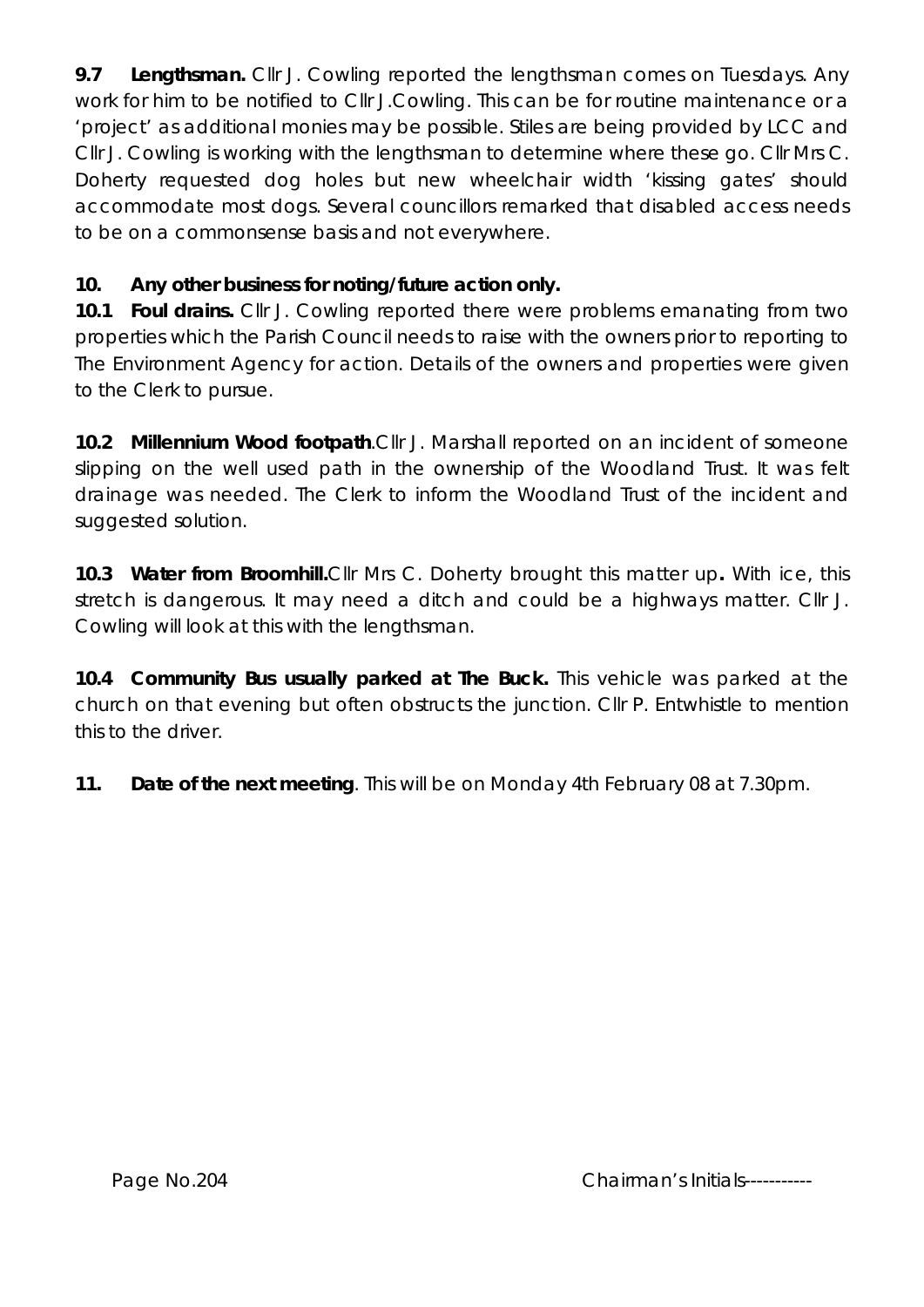**9.7 Lengthsman.** Cllr J. Cowling reported the lengthsman comes on Tuesdays. Any work for him to be notified to Cllr J.Cowling. This can be for routine maintenance or a 'project' as additional monies may be possible. Stiles are being provided by LCC and Cllr J. Cowling is working with the lengthsman to determine where these go. Cllr Mrs C. Doherty requested dog holes but new wheelchair width 'kissing gates' should accommodate most dogs. Several councillors remarked that disabled access needs to be on a commonsense basis and not everywhere.

**10. Any other business for noting/future action only.**

**10.1 Foul drains.** Cllr J. Cowling reported there were problems emanating from two properties which the Parish Council needs to raise with the owners prior to reporting to The Environment Agency for action. Details of the owners and properties were given to the Clerk to pursue.

**10.2 Millennium Wood footpath**.Cllr J. Marshall reported on an incident of someone slipping on the well used path in the ownership of the Woodland Trust. It was felt drainage was needed. The Clerk to inform the Woodland Trust of the incident and suggested solution.

**10.3 Water from Broomhill.**Cllr Mrs C. Doherty brought this matter up**.** With ice, this stretch is dangerous. It may need a ditch and could be a highways matter. Cllr J. Cowling will look at this with the lengthsman.

**10.4 Community Bus usually parked at The Buck.** This vehicle was parked at the church on that evening but often obstructs the junction. Cllr P. Entwhistle to mention this to the driver.

**11. Date of the next meeting**. This will be on Monday 4th February 08 at 7.30pm.

Page No.204 Chairman's Initials----------